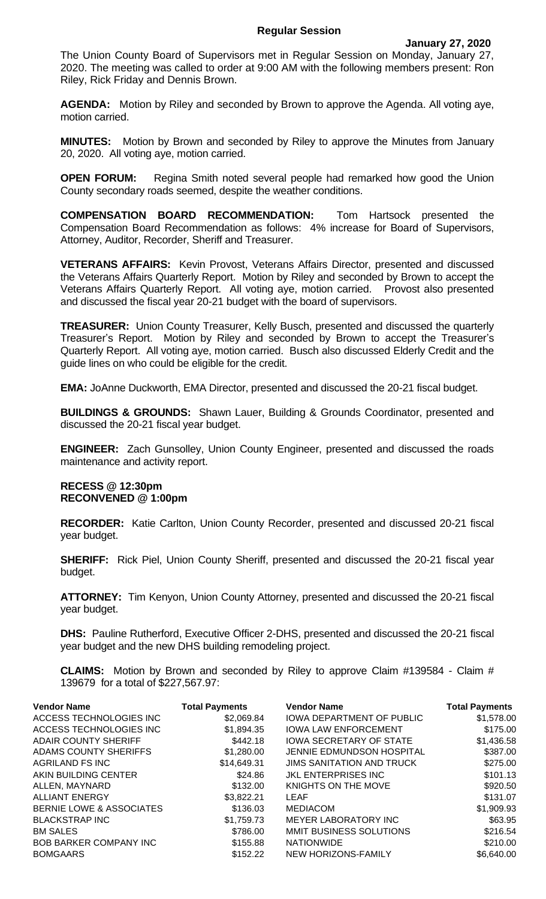## Regular Session

**January 27, 2020**

The Union County Board of Supervisors met in Regular Session on Monday, January 27, 2020. The meeting was called to order at 9:00 AM with the following members present: Ron Riley, Rick Friday and Dennis Brown.

**AGENDA:** Motion by Riley and seconded by Brown to approve the Agenda. All voting aye, motion carried.

**MINUTES:** Motion by Brown and seconded by Riley to approve the Minutes from January 20, 2020. All voting aye, motion carried.

**OPEN FORUM:** Regina Smith noted several people had remarked how good the Union County secondary roads seemed, despite the weather conditions.

**COMPENSATION BOARD RECOMMENDATION:** Tom Hartsock presented the Compensation Board Recommendation as follows: 4% increase for Board of Supervisors, Attorney, Auditor, Recorder, Sheriff and Treasurer.

**VETERANS AFFAIRS:** Kevin Provost, Veterans Affairs Director, presented and discussed the Veterans Affairs Quarterly Report. Motion by Riley and seconded by Brown to accept the Veterans Affairs Quarterly Report. All voting aye, motion carried. Provost also presented and discussed the fiscal year 20-21 budget with the board of supervisors.

**TREASURER:** Union County Treasurer, Kelly Busch, presented and discussed the quarterly Treasurer's Report. Motion by Riley and seconded by Brown to accept the Treasurer's Quarterly Report. All voting aye, motion carried. Busch also discussed Elderly Credit and the guide lines on who could be eligible for the credit.

**EMA:** JoAnne Duckworth, EMA Director, presented and discussed the 20-21 fiscal budget.

**BUILDINGS & GROUNDS:** Shawn Lauer, Building & Grounds Coordinator, presented and discussed the 20-21 fiscal year budget.

**ENGINEER:** Zach Gunsolley, Union County Engineer, presented and discussed the roads maintenance and activity report.

**RECESS @ 12:30pm**
**RECONVENED @ 1:00pm**

**RECORDER:** Katie Carlton, Union County Recorder, presented and discussed 20-21 fiscal year budget.

**SHERIFF:** Rick Piel, Union County Sheriff, presented and discussed the 20-21 fiscal year budget.

**ATTORNEY:** Tim Kenyon, Union County Attorney, presented and discussed the 20-21 fiscal year budget.

**DHS:** Pauline Rutherford, Executive Officer 2-DHS, presented and discussed the 20-21 fiscal year budget and the new DHS building remodeling project.

**CLAIMS:** Motion by Brown and seconded by Riley to approve Claim #139584 - Claim # 139679 for a total of $227,567.97:

| Vendor Name | Total Payments | Vendor Name | Total Payments |
|---|---|---|---|
| ACCESS TECHNOLOGIES INC | $2,069.84 | IOWA DEPARTMENT OF PUBLIC | $1,578.00 |
| ACCESS TECHNOLOGIES INC | $1,894.35 | IOWA LAW ENFORCEMENT | $175.00 |
| ADAIR COUNTY SHERIFF | $442.18 | IOWA SECRETARY OF STATE | $1,436.58 |
| ADAMS COUNTY SHERIFFS | $1,280.00 | JENNIE EDMUNDSON HOSPITAL | $387.00 |
| AGRILAND FS INC | $14,649.31 | JIMS SANITATION AND TRUCK | $275.00 |
| AKIN BUILDING CENTER | $24.86 | JKL ENTERPRISES INC | $101.13 |
| ALLEN, MAYNARD | $132.00 | KNIGHTS ON THE MOVE | $920.50 |
| ALLIANT ENERGY | $3,822.21 | LEAF | $131.07 |
| BERNIE LOWE & ASSOCIATES | $136.03 | MEDIACOM | $1,909.93 |
| BLACKSTRAP INC | $1,759.73 | MEYER LABORATORY INC | $63.95 |
| BM SALES | $786.00 | MMIT BUSINESS SOLUTIONS | $216.54 |
| BOB BARKER COMPANY INC | $155.88 | NATIONWIDE | $210.00 |
| BOMGAARS | $152.22 | NEW HORIZONS-FAMILY | $6,640.00 |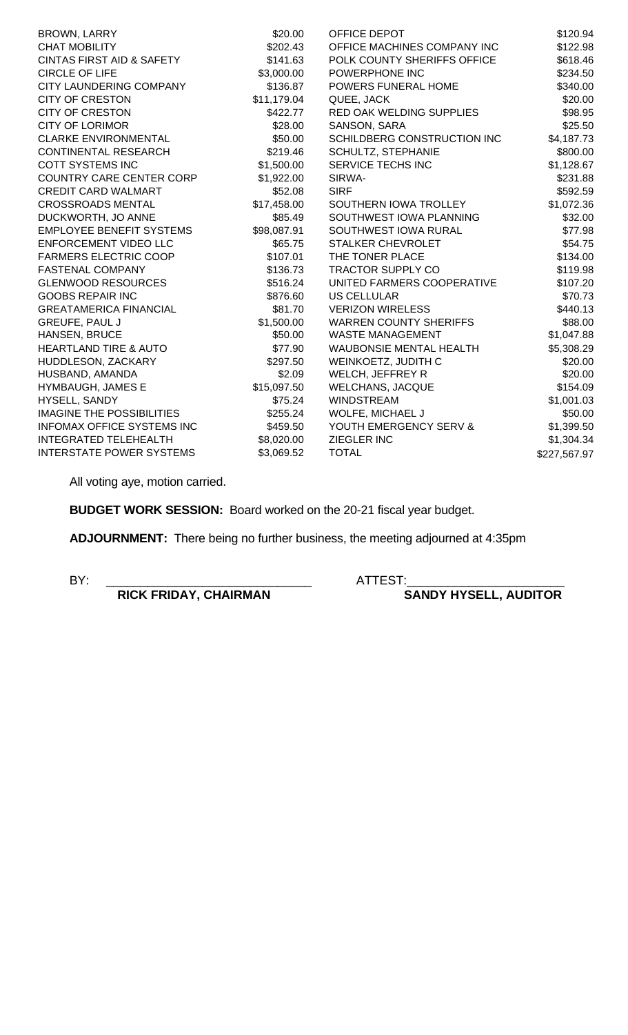| | | | |
|---|---|---|---|
| BROWN, LARRY | $20.00 | OFFICE DEPOT | $120.94 |
| CHAT MOBILITY | $202.43 | OFFICE MACHINES COMPANY INC | $122.98 |
| CINTAS FIRST AID & SAFETY | $141.63 | POLK COUNTY SHERIFFS OFFICE | $618.46 |
| CIRCLE OF LIFE | $3,000.00 | POWERPHONE INC | $234.50 |
| CITY LAUNDERING COMPANY | $136.87 | POWERS FUNERAL HOME | $340.00 |
| CITY OF CRESTON | $11,179.04 | QUEE, JACK | $20.00 |
| CITY OF CRESTON | $422.77 | RED OAK WELDING SUPPLIES | $98.95 |
| CITY OF LORIMOR | $28.00 | SANSON, SARA | $25.50 |
| CLARKE ENVIRONMENTAL | $50.00 | SCHILDBERG CONSTRUCTION INC | $4,187.73 |
| CONTINENTAL RESEARCH | $219.46 | SCHULTZ, STEPHANIE | $800.00 |
| COTT SYSTEMS INC | $1,500.00 | SERVICE TECHS INC | $1,128.67 |
| COUNTRY CARE CENTER CORP | $1,922.00 | SIRWA- | $231.88 |
| CREDIT CARD WALMART | $52.08 | SIRF | $592.59 |
| CROSSROADS MENTAL | $17,458.00 | SOUTHERN IOWA TROLLEY | $1,072.36 |
| DUCKWORTH, JO ANNE | $85.49 | SOUTHWEST IOWA PLANNING | $32.00 |
| EMPLOYEE BENEFIT SYSTEMS | $98,087.91 | SOUTHWEST IOWA RURAL | $77.98 |
| ENFORCEMENT VIDEO LLC | $65.75 | STALKER CHEVROLET | $54.75 |
| FARMERS ELECTRIC COOP | $107.01 | THE TONER PLACE | $134.00 |
| FASTENAL COMPANY | $136.73 | TRACTOR SUPPLY CO | $119.98 |
| GLENWOOD RESOURCES | $516.24 | UNITED FARMERS COOPERATIVE | $107.20 |
| GOOBS REPAIR INC | $876.60 | US CELLULAR | $70.73 |
| GREATAMERICA FINANCIAL | $81.70 | VERIZON WIRELESS | $440.13 |
| GREUFE, PAUL J | $1,500.00 | WARREN COUNTY SHERIFFS | $88.00 |
| HANSEN, BRUCE | $50.00 | WASTE MANAGEMENT | $1,047.88 |
| HEARTLAND TIRE & AUTO | $77.90 | WAUBONSIE MENTAL HEALTH | $5,308.29 |
| HUDDLESON, ZACKARY | $297.50 | WEINKOETZ, JUDITH C | $20.00 |
| HUSBAND, AMANDA | $2.09 | WELCH, JEFFREY R | $20.00 |
| HYMBAUGH, JAMES E | $15,097.50 | WELCHANS, JACQUE | $154.09 |
| HYSELL, SANDY | $75.24 | WINDSTREAM | $1,001.03 |
| IMAGINE THE POSSIBILITIES | $255.24 | WOLFE, MICHAEL J | $50.00 |
| INFOMAX OFFICE SYSTEMS INC | $459.50 | YOUTH EMERGENCY SERV & | $1,399.50 |
| INTEGRATED TELEHEALTH | $8,020.00 | ZIEGLER INC | $1,304.34 |
| INTERSTATE POWER SYSTEMS | $3,069.52 | TOTAL | $227,567.97 |

All voting aye, motion carried.

**BUDGET WORK SESSION:** Board worked on the 20-21 fiscal year budget.

**ADJOURNMENT:** There being no further business, the meeting adjourned at 4:35pm

BY: ______________________________ ATTEST:______________________

**RICK FRIDAY, CHAIRMAN** **SANDY HYSELL, AUDITOR**